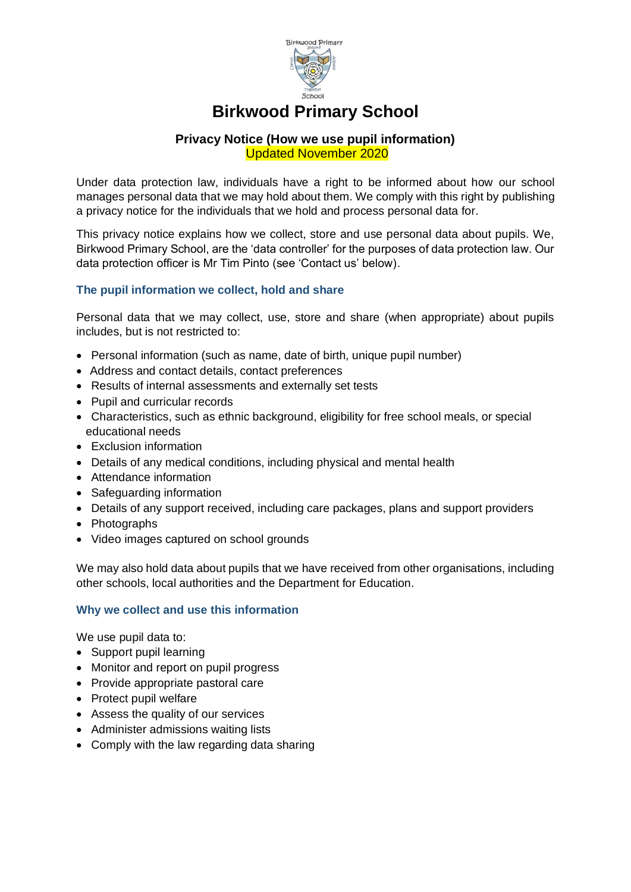# Birkwood Primary School

## Privacy Notice (How we use pupil information)

Updated November 2020

Under data protection law, individuals have a right to be informed about how our school manages personal data that we may hold about them. We comply with this right by publishing a privacy notice for the individuals that we hold and process personal data for.

This privacy notice explains how we collect, store and use personal data about pupils. We, Birkwood Primary School, are the 'data controller' for the purposes of data protection law. Our data protection officer is Mr Tim Pinto (see 'Contact us' below).

### The pupil information we collect, hold and share

Personal data that we may collect, use, store and share (when appropriate) about pupils includes, but is not restricted to:

- Personal information (such as name, date of birth, unique pupil number)
- Address and contact details, contact preferences
- Results of internal assessments and externally set tests
- Pupil and curricular records
- Characteristics, such as ethnic background, eligibility for free school meals, or special educational needs
- Exclusion information
- Details of any medical conditions, including physical and mental health
- Attendance information
- Safeguarding information
- Details of any support received, including care packages, plans and support providers
- Photographs
- Video images captured on school grounds

We may also hold data about pupils that we have received from other organisations, including other schools, local authorities and the Department for Education.

### Why we collect and use this information

We use pupil data to:

- Support pupil learning
- Monitor and report on pupil progress
- Provide appropriate pastoral care
- Protect pupil welfare
- Assess the quality of our services
- Administer admissions waiting lists
- Comply with the law regarding data sharing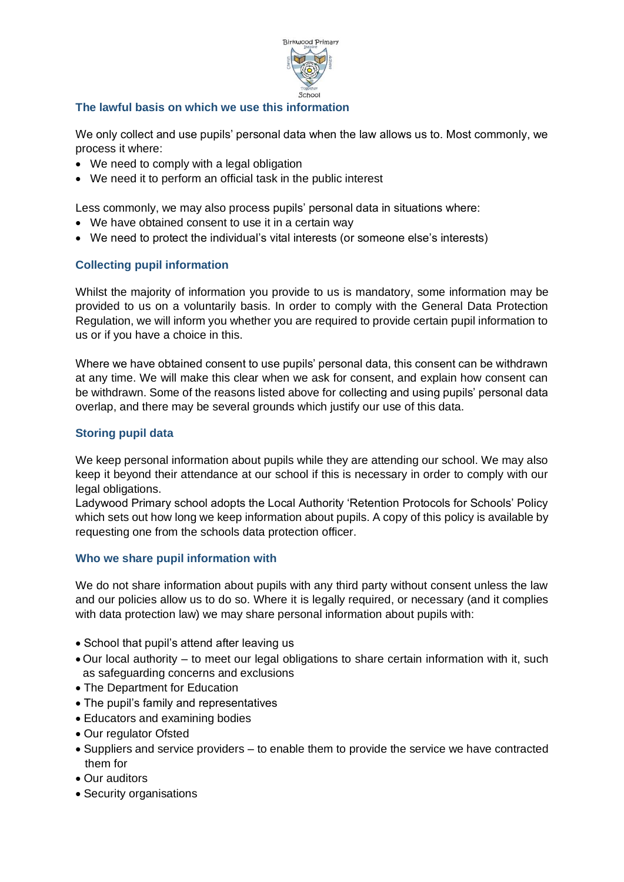## The lawful basis on which we use this information

We only collect and use pupils' personal data when the law allows us to. Most commonly, we process it where:

- We need to comply with a legal obligation
- We need it to perform an official task in the public interest

Less commonly, we may also process pupils' personal data in situations where:

- We have obtained consent to use it in a certain way
- We need to protect the individual's vital interests (or someone else's interests)

## Collecting pupil information

Whilst the majority of information you provide to us is mandatory, some information may be provided to us on a voluntarily basis. In order to comply with the General Data Protection Regulation, we will inform you whether you are required to provide certain pupil information to us or if you have a choice in this.

Where we have obtained consent to use pupils' personal data, this consent can be withdrawn at any time. We will make this clear when we ask for consent, and explain how consent can be withdrawn. Some of the reasons listed above for collecting and using pupils' personal data overlap, and there may be several grounds which justify our use of this data.

## Storing pupil data

We keep personal information about pupils while they are attending our school. We may also keep it beyond their attendance at our school if this is necessary in order to comply with our legal obligations.
Ladywood Primary school adopts the Local Authority 'Retention Protocols for Schools' Policy which sets out how long we keep information about pupils. A copy of this policy is available by requesting one from the schools data protection officer.

## Who we share pupil information with

We do not share information about pupils with any third party without consent unless the law and our policies allow us to do so. Where it is legally required, or necessary (and it complies with data protection law) we may share personal information about pupils with:

- School that pupil's attend after leaving us
- Our local authority – to meet our legal obligations to share certain information with it, such as safeguarding concerns and exclusions
- The Department for Education
- The pupil's family and representatives
- Educators and examining bodies
- Our regulator Ofsted
- Suppliers and service providers – to enable them to provide the service we have contracted them for
- Our auditors
- Security organisations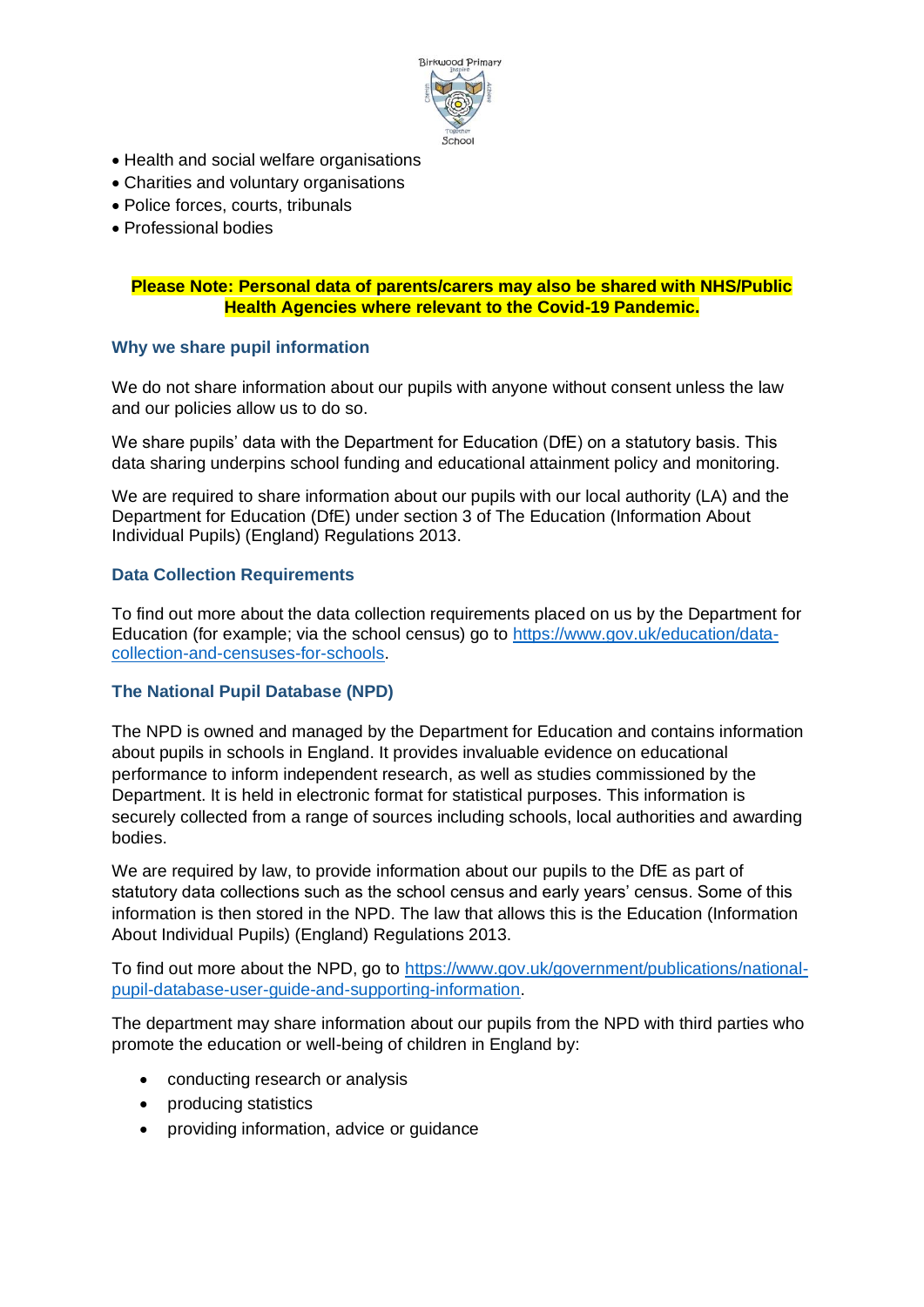- Health and social welfare organisations
- Charities and voluntary organisations
- Police forces, courts, tribunals
- Professional bodies

**Please Note: Personal data of parents/carers may also be shared with NHS/Public Health Agencies where relevant to the Covid-19 Pandemic.**

### Why we share pupil information

We do not share information about our pupils with anyone without consent unless the law and our policies allow us to do so.

We share pupils' data with the Department for Education (DfE) on a statutory basis. This data sharing underpins school funding and educational attainment policy and monitoring.

We are required to share information about our pupils with our local authority (LA) and the Department for Education (DfE) under section 3 of The Education (Information About Individual Pupils) (England) Regulations 2013.

### Data Collection Requirements

To find out more about the data collection requirements placed on us by the Department for Education (for example; via the school census) go to https://www.gov.uk/education/data-collection-and-censuses-for-schools.

### The National Pupil Database (NPD)

The NPD is owned and managed by the Department for Education and contains information about pupils in schools in England. It provides invaluable evidence on educational performance to inform independent research, as well as studies commissioned by the Department. It is held in electronic format for statistical purposes. This information is securely collected from a range of sources including schools, local authorities and awarding bodies.

We are required by law, to provide information about our pupils to the DfE as part of statutory data collections such as the school census and early years' census. Some of this information is then stored in the NPD. The law that allows this is the Education (Information About Individual Pupils) (England) Regulations 2013.

To find out more about the NPD, go to https://www.gov.uk/government/publications/national-pupil-database-user-guide-and-supporting-information.

The department may share information about our pupils from the NPD with third parties who promote the education or well-being of children in England by:

- conducting research or analysis
- producing statistics
- providing information, advice or guidance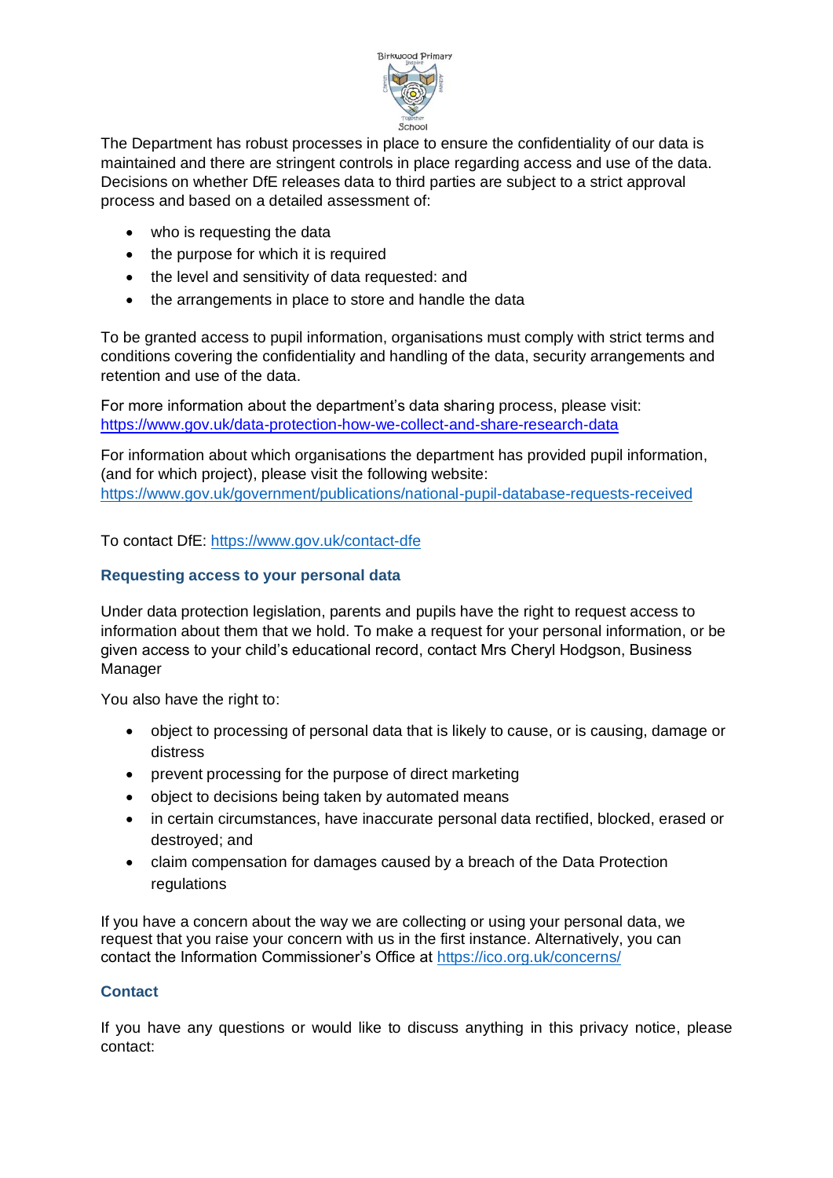The Department has robust processes in place to ensure the confidentiality of our data is maintained and there are stringent controls in place regarding access and use of the data. Decisions on whether DfE releases data to third parties are subject to a strict approval process and based on a detailed assessment of:

- who is requesting the data
- the purpose for which it is required
- the level and sensitivity of data requested: and
- the arrangements in place to store and handle the data

To be granted access to pupil information, organisations must comply with strict terms and conditions covering the confidentiality and handling of the data, security arrangements and retention and use of the data.

For more information about the department's data sharing process, please visit: https://www.gov.uk/data-protection-how-we-collect-and-share-research-data

For information about which organisations the department has provided pupil information, (and for which project), please visit the following website: https://www.gov.uk/government/publications/national-pupil-database-requests-received

To contact DfE: https://www.gov.uk/contact-dfe

### Requesting access to your personal data

Under data protection legislation, parents and pupils have the right to request access to information about them that we hold. To make a request for your personal information, or be given access to your child's educational record, contact Mrs Cheryl Hodgson, Business Manager

You also have the right to:

- object to processing of personal data that is likely to cause, or is causing, damage or distress
- prevent processing for the purpose of direct marketing
- object to decisions being taken by automated means
- in certain circumstances, have inaccurate personal data rectified, blocked, erased or destroyed; and
- claim compensation for damages caused by a breach of the Data Protection regulations

If you have a concern about the way we are collecting or using your personal data, we request that you raise your concern with us in the first instance. Alternatively, you can contact the Information Commissioner's Office at https://ico.org.uk/concerns/

### Contact

If you have any questions or would like to discuss anything in this privacy notice, please contact: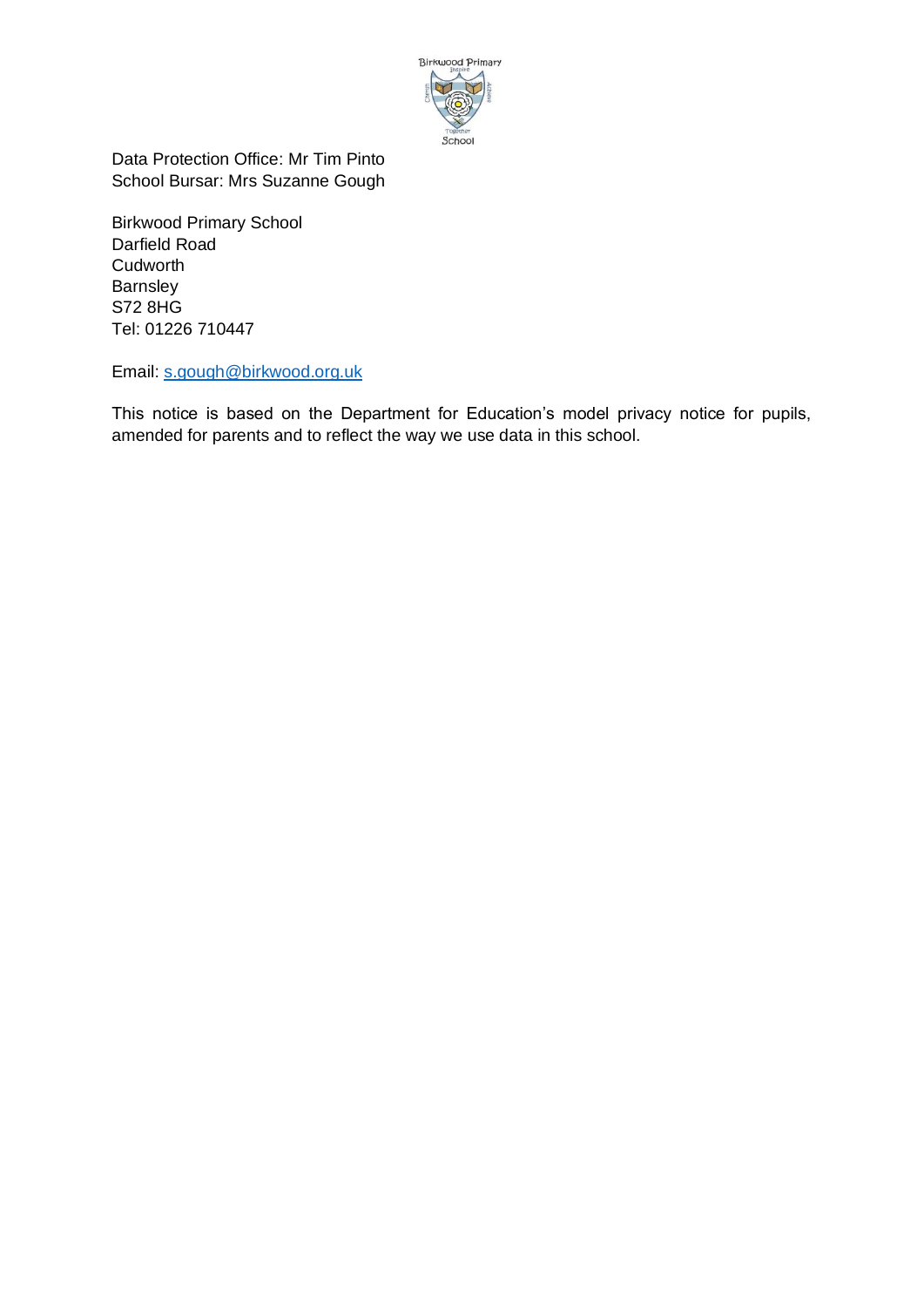Data Protection Office: Mr Tim Pinto
School Bursar: Mrs Suzanne Gough

Birkwood Primary School
Darfield Road
Cudworth
Barnsley
S72 8HG
Tel: 01226 710447

Email: s.gough@birkwood.org.uk

This notice is based on the Department for Education's model privacy notice for pupils, amended for parents and to reflect the way we use data in this school.